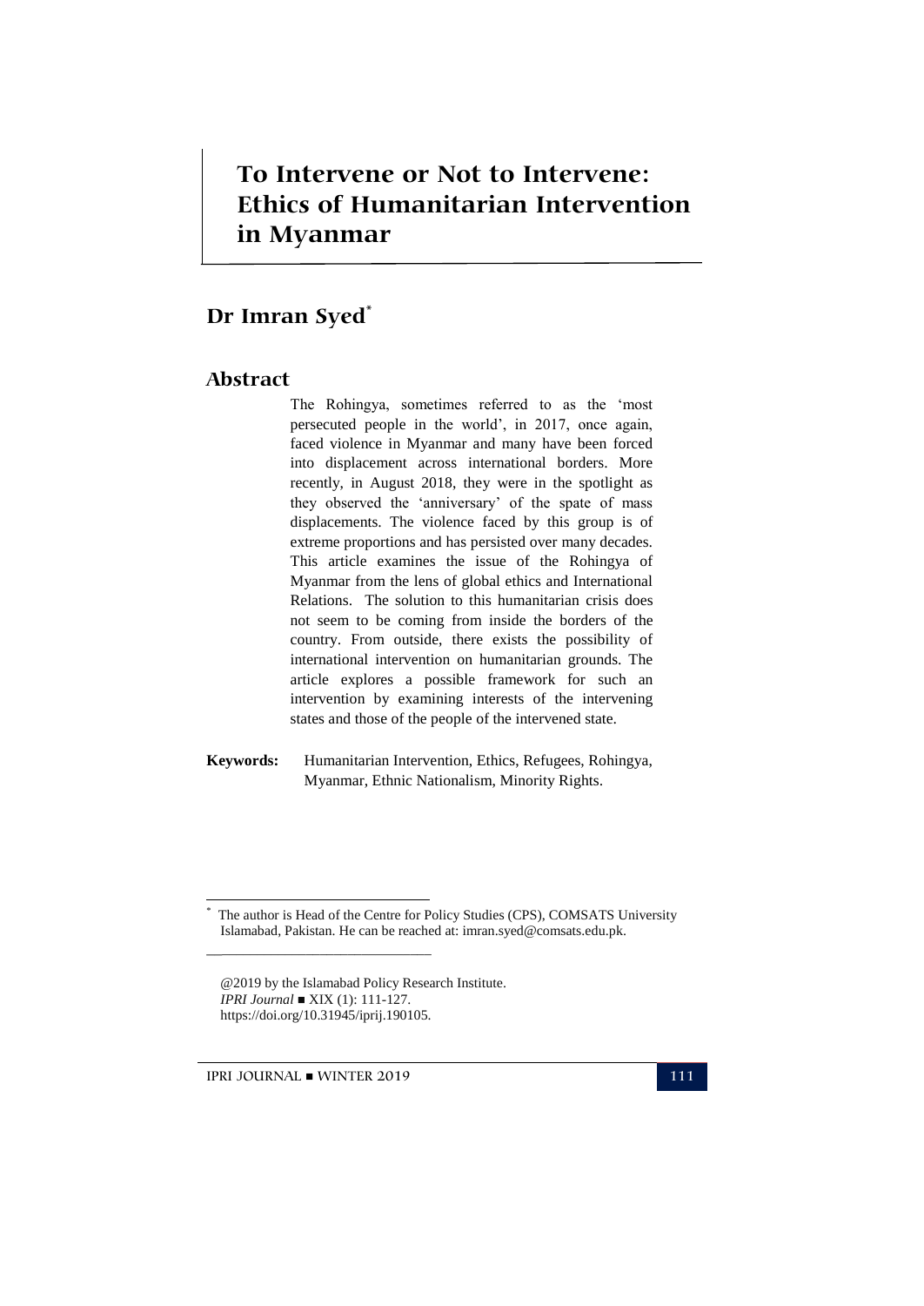# To Intervene or Not to Intervene: Ethics of Humanitarian Intervention in Myanmar

## Dr Imran Syed[*]

## Abstract

The Rohingya, sometimes referred to as the 'most persecuted people in the world', in 2017, once again, faced violence in Myanmar and many have been forced into displacement across international borders. More recently, in August 2018, they were in the spotlight as they observed the 'anniversary' of the spate of mass displacements. The violence faced by this group is of extreme proportions and has persisted over many decades. This article examines the issue of the Rohingya of Myanmar from the lens of global ethics and International Relations. The solution to this humanitarian crisis does not seem to be coming from inside the borders of the country. From outside, there exists the possibility of international intervention on humanitarian grounds. The article explores a possible framework for such an intervention by examining interests of the intervening states and those of the people of the intervened state.

**Keywords:** Humanitarian Intervention, Ethics, Refugees, Rohingya, Myanmar, Ethnic Nationalism, Minority Rights.

---

[*] The author is Head of the Centre for Policy Studies (CPS), COMSATS University Islamabad, Pakistan. He can be reached at: imran.syed@comsats.edu.pk.

@2019 by the Islamabad Policy Research Institute.
*IPRI Journal* ■ XIX (1): 111-127.
https://doi.org/10.31945/iprij.190105.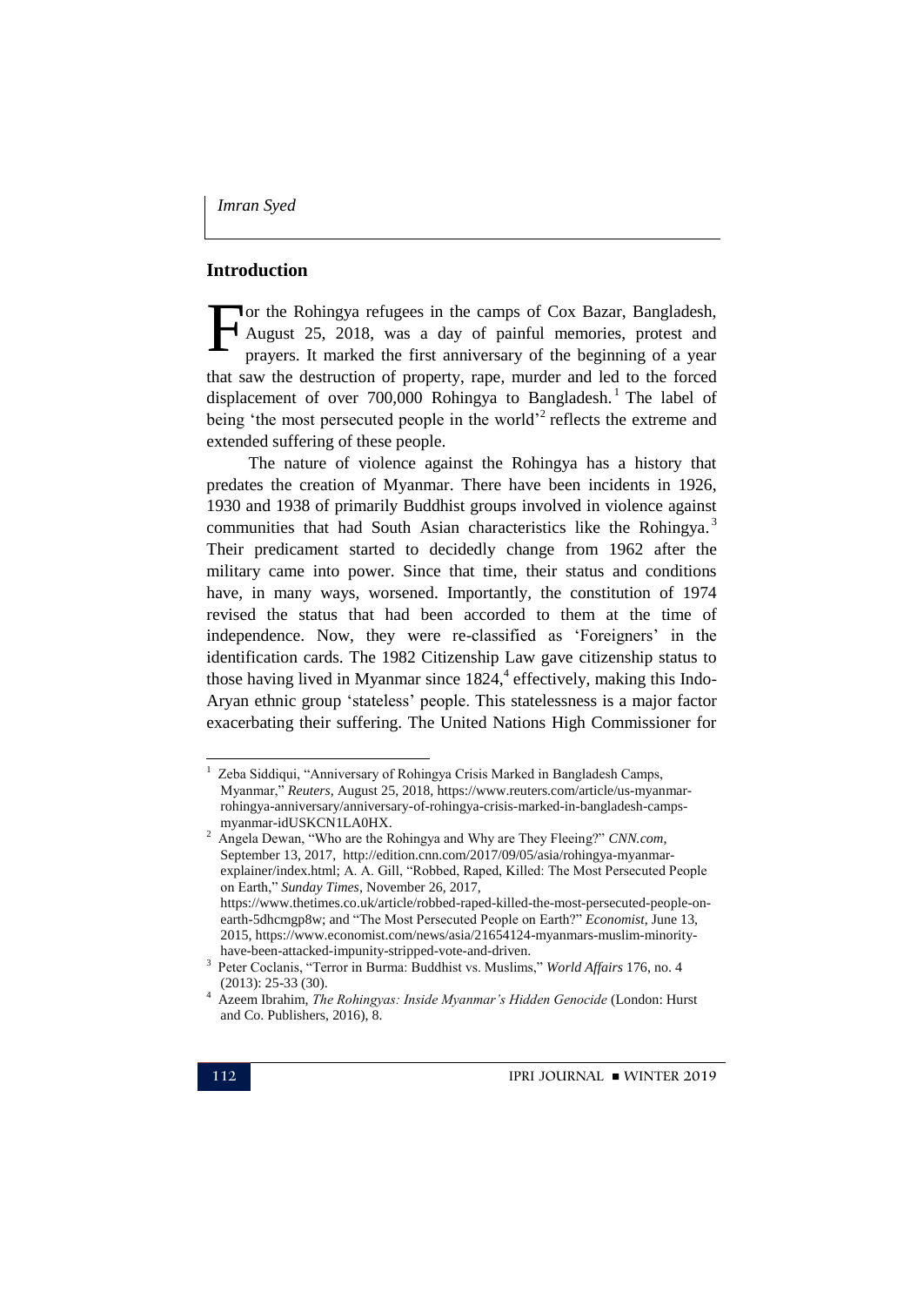## Introduction

For the Rohingya refugees in the camps of Cox Bazar, Bangladesh, August 25, 2018, was a day of painful memories, protest and prayers. It marked the first anniversary of the beginning of a year that saw the destruction of property, rape, murder and led to the forced displacement of over 700,000 Rohingya to Bangladesh.[1] The label of being 'the most persecuted people in the world'[2] reflects the extreme and extended suffering of these people.

The nature of violence against the Rohingya has a history that predates the creation of Myanmar. There have been incidents in 1926, 1930 and 1938 of primarily Buddhist groups involved in violence against communities that had South Asian characteristics like the Rohingya.[3] Their predicament started to decidedly change from 1962 after the military came into power. Since that time, their status and conditions have, in many ways, worsened. Importantly, the constitution of 1974 revised the status that had been accorded to them at the time of independence. Now, they were re-classified as 'Foreigners' in the identification cards. The 1982 Citizenship Law gave citizenship status to those having lived in Myanmar since 1824,[4] effectively, making this Indo-Aryan ethnic group 'stateless' people. This statelessness is a major factor exacerbating their suffering. The United Nations High Commissioner for

---

[1] Zeba Siddiqui, "Anniversary of Rohingya Crisis Marked in Bangladesh Camps, Myanmar," *Reuters*, August 25, 2018, https://www.reuters.com/article/us-myanmar-rohingya-anniversary/anniversary-of-rohingya-crisis-marked-in-bangladesh-camps-myanmar-idUSKCN1LA0HX.

[2] Angela Dewan, "Who are the Rohingya and Why are They Fleeing?" *CNN.com*, September 13, 2017, http://edition.cnn.com/2017/09/05/asia/rohingya-myanmar-explainer/index.html; A. A. Gill, "Robbed, Raped, Killed: The Most Persecuted People on Earth," *Sunday Times*, November 26, 2017, https://www.thetimes.co.uk/article/robbed-raped-killed-the-most-persecuted-people-on-earth-5dhcmgp8w; and "The Most Persecuted People on Earth?" *Economist*, June 13, 2015, https://www.economist.com/news/asia/21654124-myanmars-muslim-minority-have-been-attacked-impunity-stripped-vote-and-driven.

[3] Peter Coclanis, "Terror in Burma: Buddhist vs. Muslims," *World Affairs* 176, no. 4 (2013): 25-33 (30).

[4] Azeem Ibrahim, *The Rohingyas: Inside Myanmar's Hidden Genocide* (London: Hurst and Co. Publishers, 2016), 8.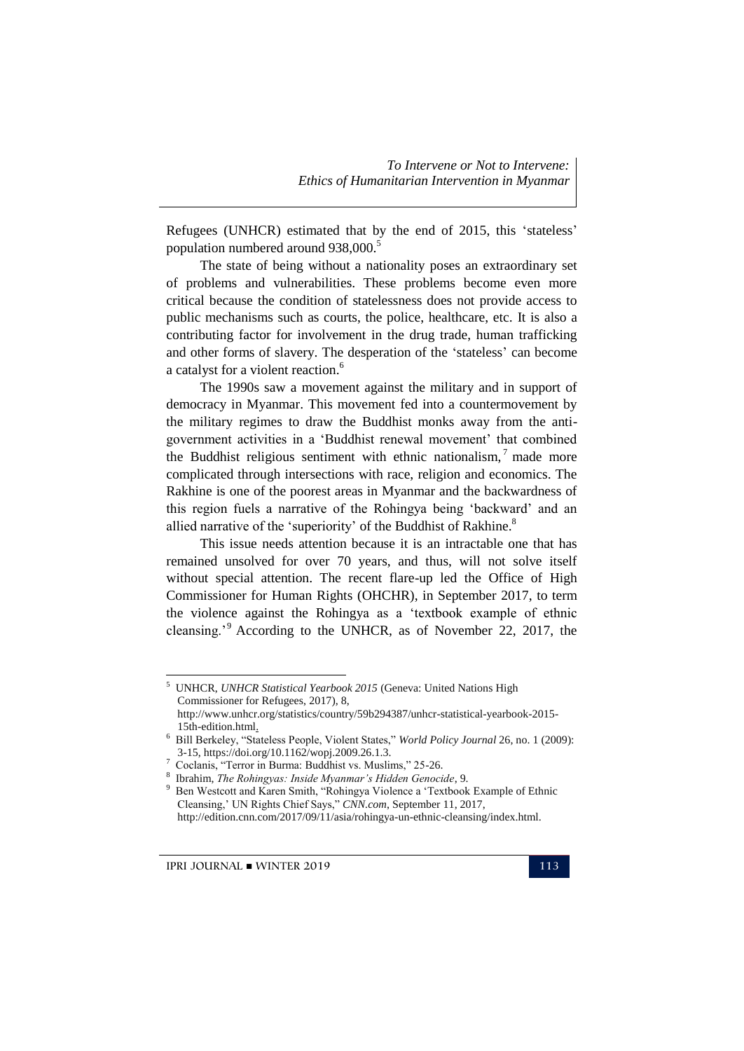Refugees (UNHCR) estimated that by the end of 2015, this 'stateless' population numbered around 938,000.[5]

The state of being without a nationality poses an extraordinary set of problems and vulnerabilities. These problems become even more critical because the condition of statelessness does not provide access to public mechanisms such as courts, the police, healthcare, etc. It is also a contributing factor for involvement in the drug trade, human trafficking and other forms of slavery. The desperation of the 'stateless' can become a catalyst for a violent reaction.[6]

The 1990s saw a movement against the military and in support of democracy in Myanmar. This movement fed into a countermovement by the military regimes to draw the Buddhist monks away from the anti-government activities in a 'Buddhist renewal movement' that combined the Buddhist religious sentiment with ethnic nationalism,[7] made more complicated through intersections with race, religion and economics. The Rakhine is one of the poorest areas in Myanmar and the backwardness of this region fuels a narrative of the Rohingya being 'backward' and an allied narrative of the 'superiority' of the Buddhist of Rakhine.[8]

This issue needs attention because it is an intractable one that has remained unsolved for over 70 years, and thus, will not solve itself without special attention. The recent flare-up led the Office of High Commissioner for Human Rights (OHCHR), in September 2017, to term the violence against the Rohingya as a 'textbook example of ethnic cleansing.'[9] According to the UNHCR, as of November 22, 2017, the

---

[5] UNHCR, *UNHCR Statistical Yearbook 2015* (Geneva: United Nations High Commissioner for Refugees, 2017), 8, http://www.unhcr.org/statistics/country/59b294387/unhcr-statistical-yearbook-2015-15th-edition.html.

[6] Bill Berkeley, "Stateless People, Violent States," *World Policy Journal* 26, no. 1 (2009): 3-15, https://doi.org/10.1162/wopj.2009.26.1.3.

[7] Coclanis, "Terror in Burma: Buddhist vs. Muslims," 25-26.

[8] Ibrahim, *The Rohingyas: Inside Myanmar's Hidden Genocide*, 9.

[9] Ben Westcott and Karen Smith, "Rohingya Violence a 'Textbook Example of Ethnic Cleansing,' UN Rights Chief Says," *CNN.com*, September 11, 2017, http://edition.cnn.com/2017/09/11/asia/rohingya-un-ethnic-cleansing/index.html.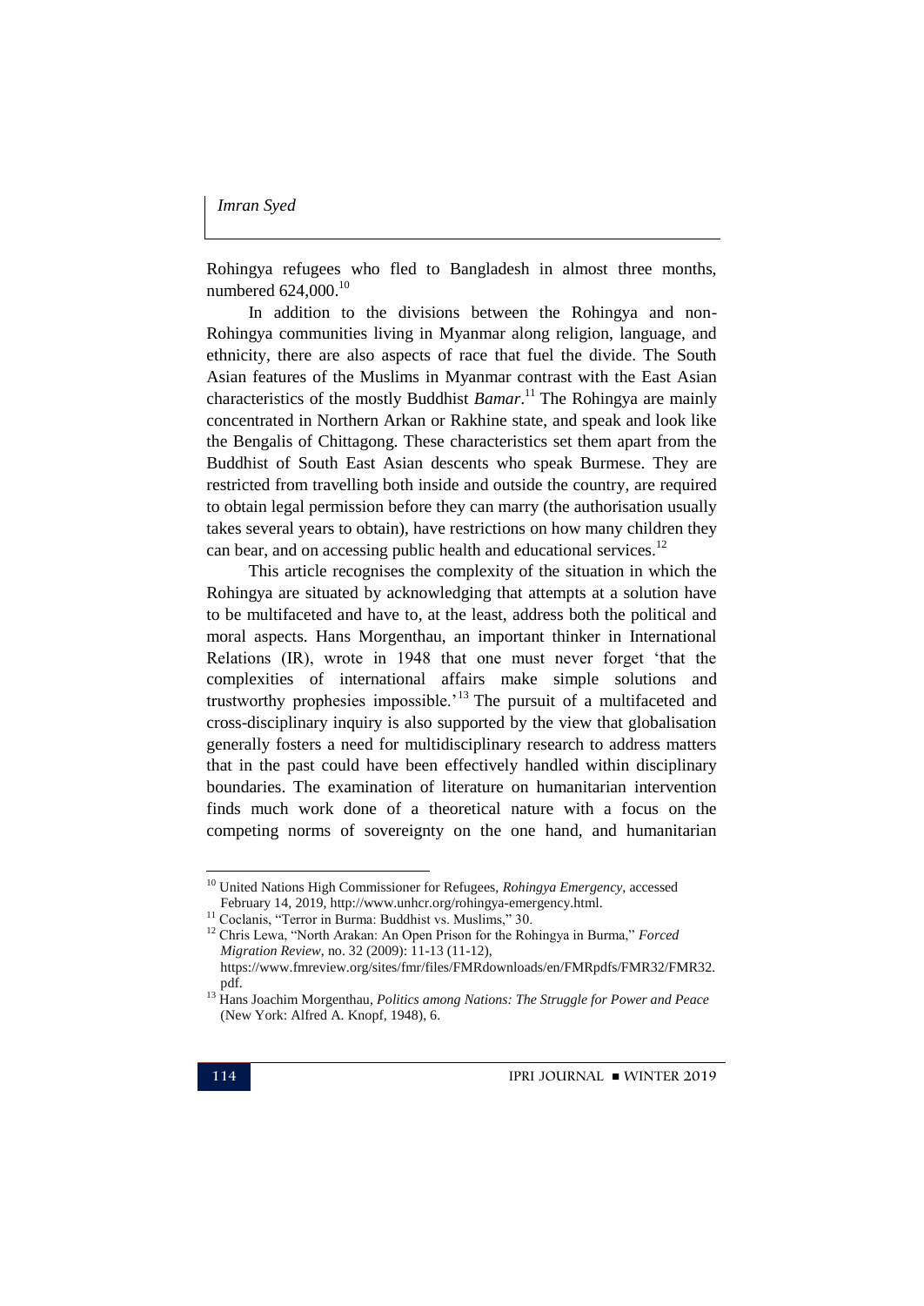Rohingya refugees who fled to Bangladesh in almost three months, numbered 624,000.[10]

In addition to the divisions between the Rohingya and non-Rohingya communities living in Myanmar along religion, language, and ethnicity, there are also aspects of race that fuel the divide. The South Asian features of the Muslims in Myanmar contrast with the East Asian characteristics of the mostly Buddhist *Bamar*.[11] The Rohingya are mainly concentrated in Northern Arkan or Rakhine state, and speak and look like the Bengalis of Chittagong. These characteristics set them apart from the Buddhist of South East Asian descents who speak Burmese. They are restricted from travelling both inside and outside the country, are required to obtain legal permission before they can marry (the authorisation usually takes several years to obtain), have restrictions on how many children they can bear, and on accessing public health and educational services.[12]

This article recognises the complexity of the situation in which the Rohingya are situated by acknowledging that attempts at a solution have to be multifaceted and have to, at the least, address both the political and moral aspects. Hans Morgenthau, an important thinker in International Relations (IR), wrote in 1948 that one must never forget 'that the complexities of international affairs make simple solutions and trustworthy prophesies impossible.'[13] The pursuit of a multifaceted and cross-disciplinary inquiry is also supported by the view that globalisation generally fosters a need for multidisciplinary research to address matters that in the past could have been effectively handled within disciplinary boundaries. The examination of literature on humanitarian intervention finds much work done of a theoretical nature with a focus on the competing norms of sovereignty on the one hand, and humanitarian

---

[10] United Nations High Commissioner for Refugees, *Rohingya Emergency*, accessed February 14, 2019, http://www.unhcr.org/rohingya-emergency.html.

[11] Coclanis, "Terror in Burma: Buddhist vs. Muslims," 30.

[12] Chris Lewa, "North Arakan: An Open Prison for the Rohingya in Burma," *Forced Migration Review*, no. 32 (2009): 11-13 (11-12), https://www.fmreview.org/sites/fmr/files/FMRdownloads/en/FMRpdfs/FMR32/FMR32.pdf.

[13] Hans Joachim Morgenthau, *Politics among Nations: The Struggle for Power and Peace* (New York: Alfred A. Knopf, 1948), 6.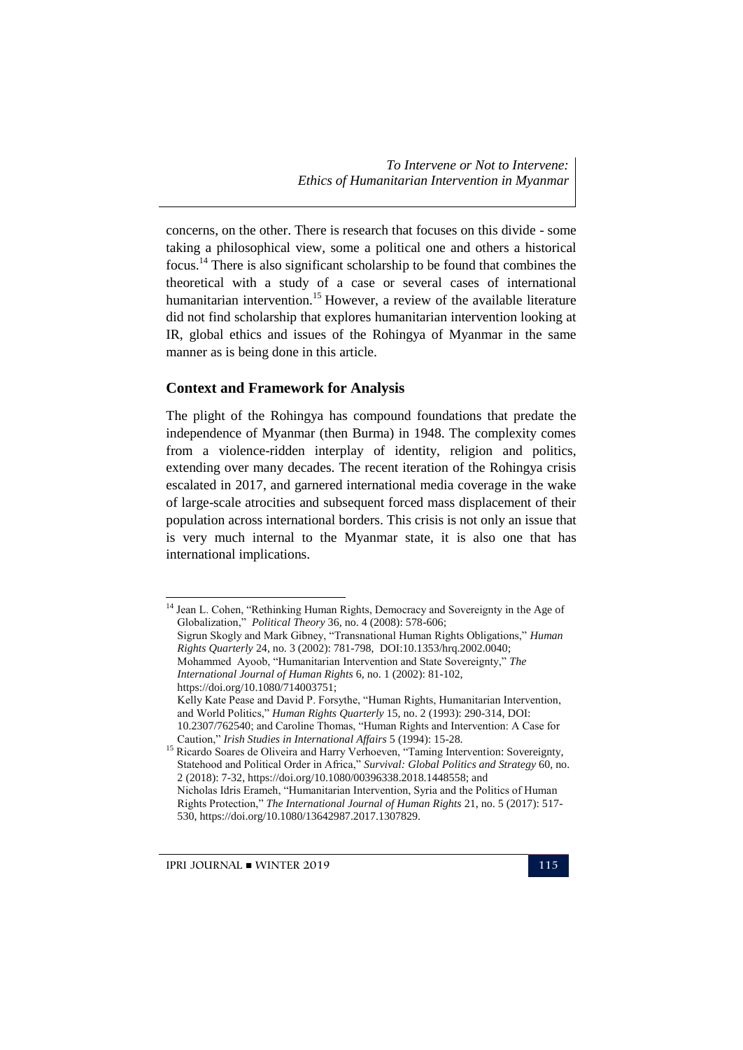concerns, on the other. There is research that focuses on this divide - some taking a philosophical view, some a political one and others a historical focus.[14] There is also significant scholarship to be found that combines the theoretical with a study of a case or several cases of international humanitarian intervention.[15] However, a review of the available literature did not find scholarship that explores humanitarian intervention looking at IR, global ethics and issues of the Rohingya of Myanmar in the same manner as is being done in this article.

## Context and Framework for Analysis

The plight of the Rohingya has compound foundations that predate the independence of Myanmar (then Burma) in 1948. The complexity comes from a violence-ridden interplay of identity, religion and politics, extending over many decades. The recent iteration of the Rohingya crisis escalated in 2017, and garnered international media coverage in the wake of large-scale atrocities and subsequent forced mass displacement of their population across international borders. This crisis is not only an issue that is very much internal to the Myanmar state, it is also one that has international implications.

---

[14] Jean L. Cohen, "Rethinking Human Rights, Democracy and Sovereignty in the Age of Globalization," *Political Theory* 36, no. 4 (2008): 578-606; Sigrun Skogly and Mark Gibney, "Transnational Human Rights Obligations," *Human Rights Quarterly* 24, no. 3 (2002): 781-798, DOI:10.1353/hrq.2002.0040; Mohammed Ayoob, "Humanitarian Intervention and State Sovereignty," *The International Journal of Human Rights* 6, no. 1 (2002): 81-102, https://doi.org/10.1080/714003751; Kelly Kate Pease and David P. Forsythe, "Human Rights, Humanitarian Intervention, and World Politics," *Human Rights Quarterly* 15, no. 2 (1993): 290-314, DOI: 10.2307/762540; and Caroline Thomas, "Human Rights and Intervention: A Case for Caution," *Irish Studies in International Affairs* 5 (1994): 15-28.

[15] Ricardo Soares de Oliveira and Harry Verhoeven, "Taming Intervention: Sovereignty, Statehood and Political Order in Africa," *Survival: Global Politics and Strategy* 60, no. 2 (2018): 7-32, https://doi.org/10.1080/00396338.2018.1448558; and Nicholas Idris Erameh, "Humanitarian Intervention, Syria and the Politics of Human Rights Protection," *The International Journal of Human Rights* 21, no. 5 (2017): 517-530, https://doi.org/10.1080/13642987.2017.1307829.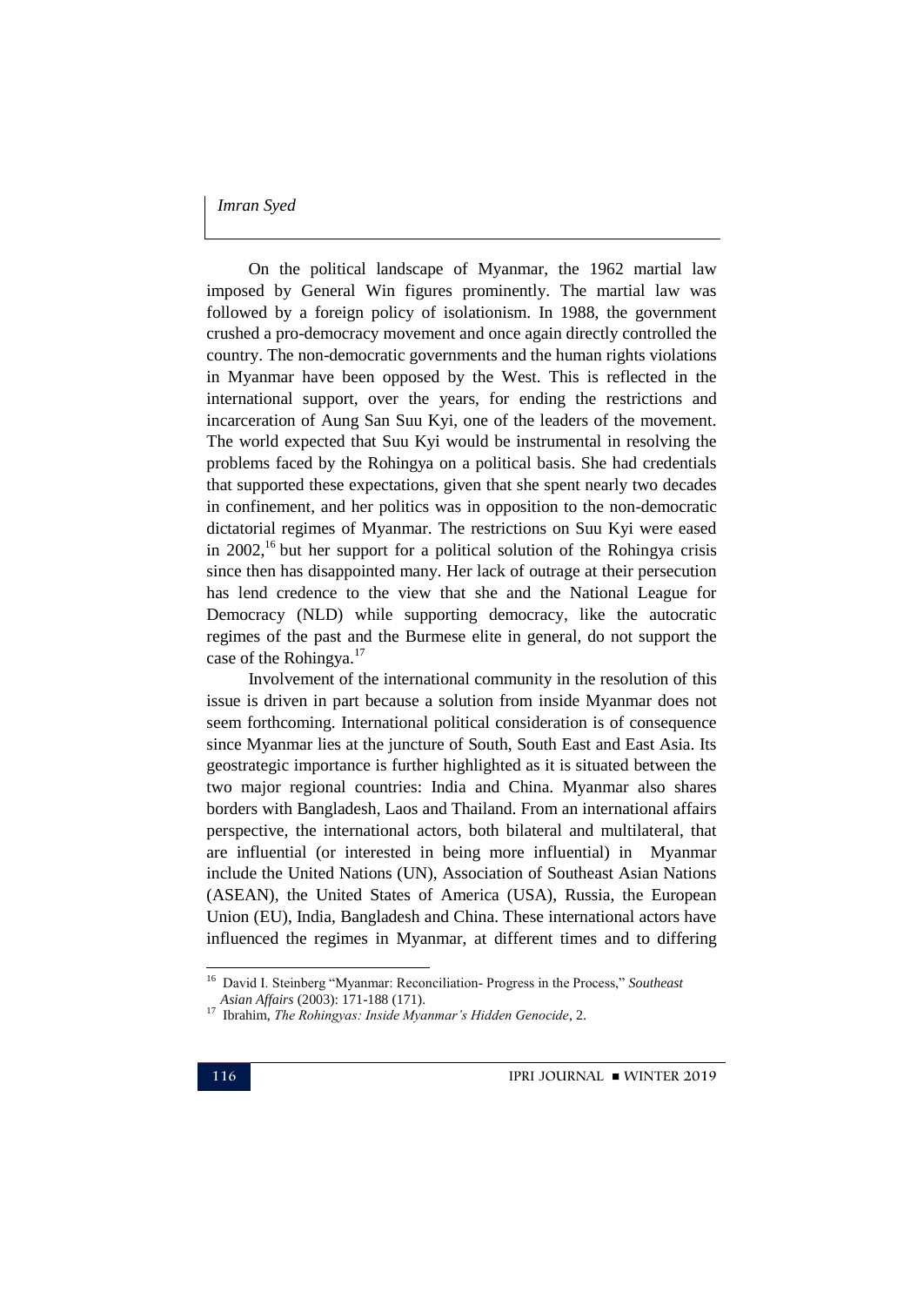On the political landscape of Myanmar, the 1962 martial law imposed by General Win figures prominently. The martial law was followed by a foreign policy of isolationism. In 1988, the government crushed a pro-democracy movement and once again directly controlled the country. The non-democratic governments and the human rights violations in Myanmar have been opposed by the West. This is reflected in the international support, over the years, for ending the restrictions and incarceration of Aung San Suu Kyi, one of the leaders of the movement. The world expected that Suu Kyi would be instrumental in resolving the problems faced by the Rohingya on a political basis. She had credentials that supported these expectations, given that she spent nearly two decades in confinement, and her politics was in opposition to the non-democratic dictatorial regimes of Myanmar. The restrictions on Suu Kyi were eased in 2002,[16] but her support for a political solution of the Rohingya crisis since then has disappointed many. Her lack of outrage at their persecution has lend credence to the view that she and the National League for Democracy (NLD) while supporting democracy, like the autocratic regimes of the past and the Burmese elite in general, do not support the case of the Rohingya.[17]

Involvement of the international community in the resolution of this issue is driven in part because a solution from inside Myanmar does not seem forthcoming. International political consideration is of consequence since Myanmar lies at the juncture of South, South East and East Asia. Its geostrategic importance is further highlighted as it is situated between the two major regional countries: India and China. Myanmar also shares borders with Bangladesh, Laos and Thailand. From an international affairs perspective, the international actors, both bilateral and multilateral, that are influential (or interested in being more influential) in Myanmar include the United Nations (UN), Association of Southeast Asian Nations (ASEAN), the United States of America (USA), Russia, the European Union (EU), India, Bangladesh and China. These international actors have influenced the regimes in Myanmar, at different times and to differing

---

[16] David I. Steinberg "Myanmar: Reconciliation- Progress in the Process," *Southeast Asian Affairs* (2003): 171-188 (171).

[17] Ibrahim, *The Rohingyas: Inside Myanmar's Hidden Genocide*, 2.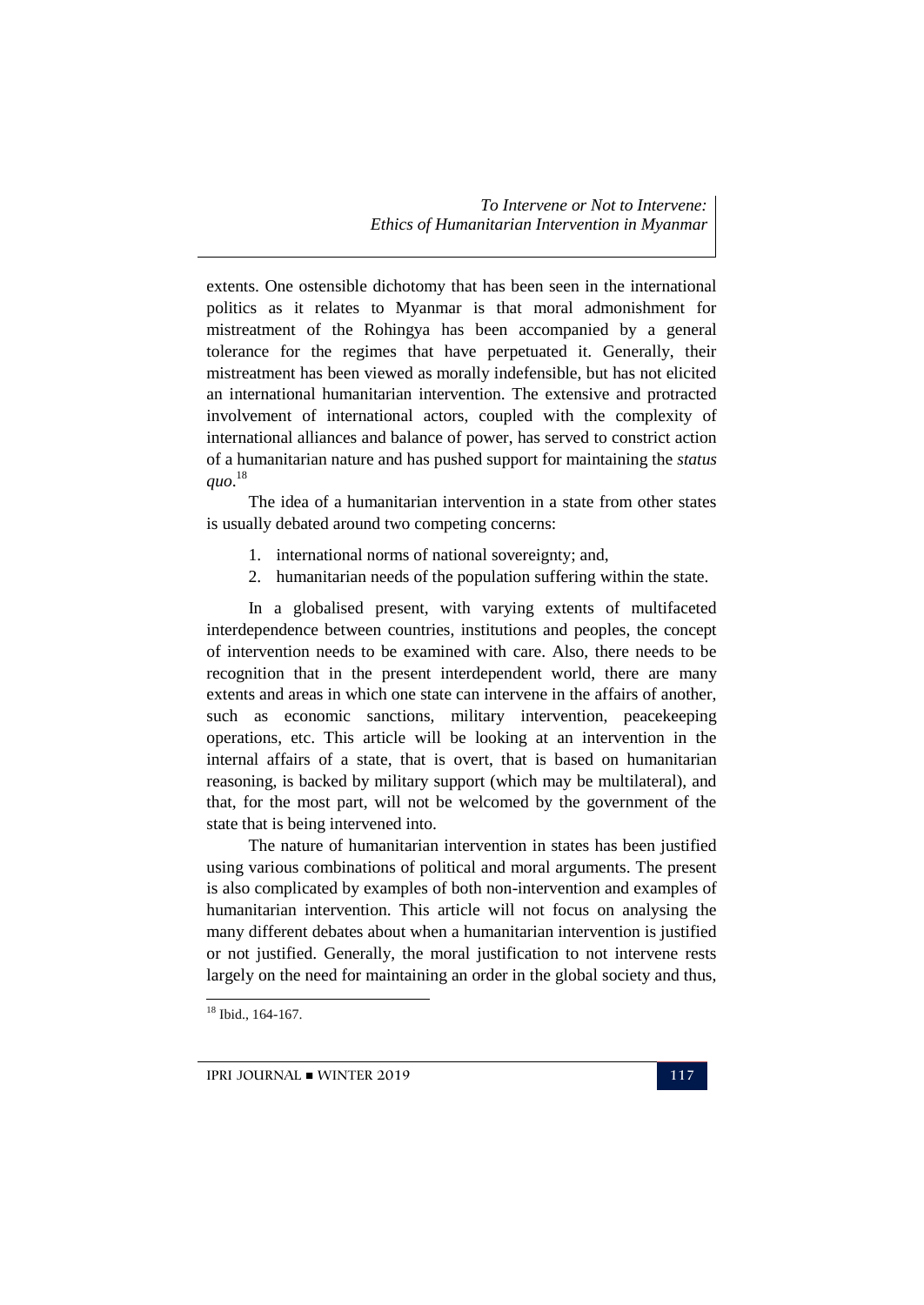extents. One ostensible dichotomy that has been seen in the international politics as it relates to Myanmar is that moral admonishment for mistreatment of the Rohingya has been accompanied by a general tolerance for the regimes that have perpetuated it. Generally, their mistreatment has been viewed as morally indefensible, but has not elicited an international humanitarian intervention. The extensive and protracted involvement of international actors, coupled with the complexity of international alliances and balance of power, has served to constrict action of a humanitarian nature and has pushed support for maintaining the *status quo*.[18]

The idea of a humanitarian intervention in a state from other states is usually debated around two competing concerns:

1. international norms of national sovereignty; and,
2. humanitarian needs of the population suffering within the state.

In a globalised present, with varying extents of multifaceted interdependence between countries, institutions and peoples, the concept of intervention needs to be examined with care. Also, there needs to be recognition that in the present interdependent world, there are many extents and areas in which one state can intervene in the affairs of another, such as economic sanctions, military intervention, peacekeeping operations, etc. This article will be looking at an intervention in the internal affairs of a state, that is overt, that is based on humanitarian reasoning, is backed by military support (which may be multilateral), and that, for the most part, will not be welcomed by the government of the state that is being intervened into.

The nature of humanitarian intervention in states has been justified using various combinations of political and moral arguments. The present is also complicated by examples of both non-intervention and examples of humanitarian intervention. This article will not focus on analysing the many different debates about when a humanitarian intervention is justified or not justified. Generally, the moral justification to not intervene rests largely on the need for maintaining an order in the global society and thus,

[18] Ibid., 164-167.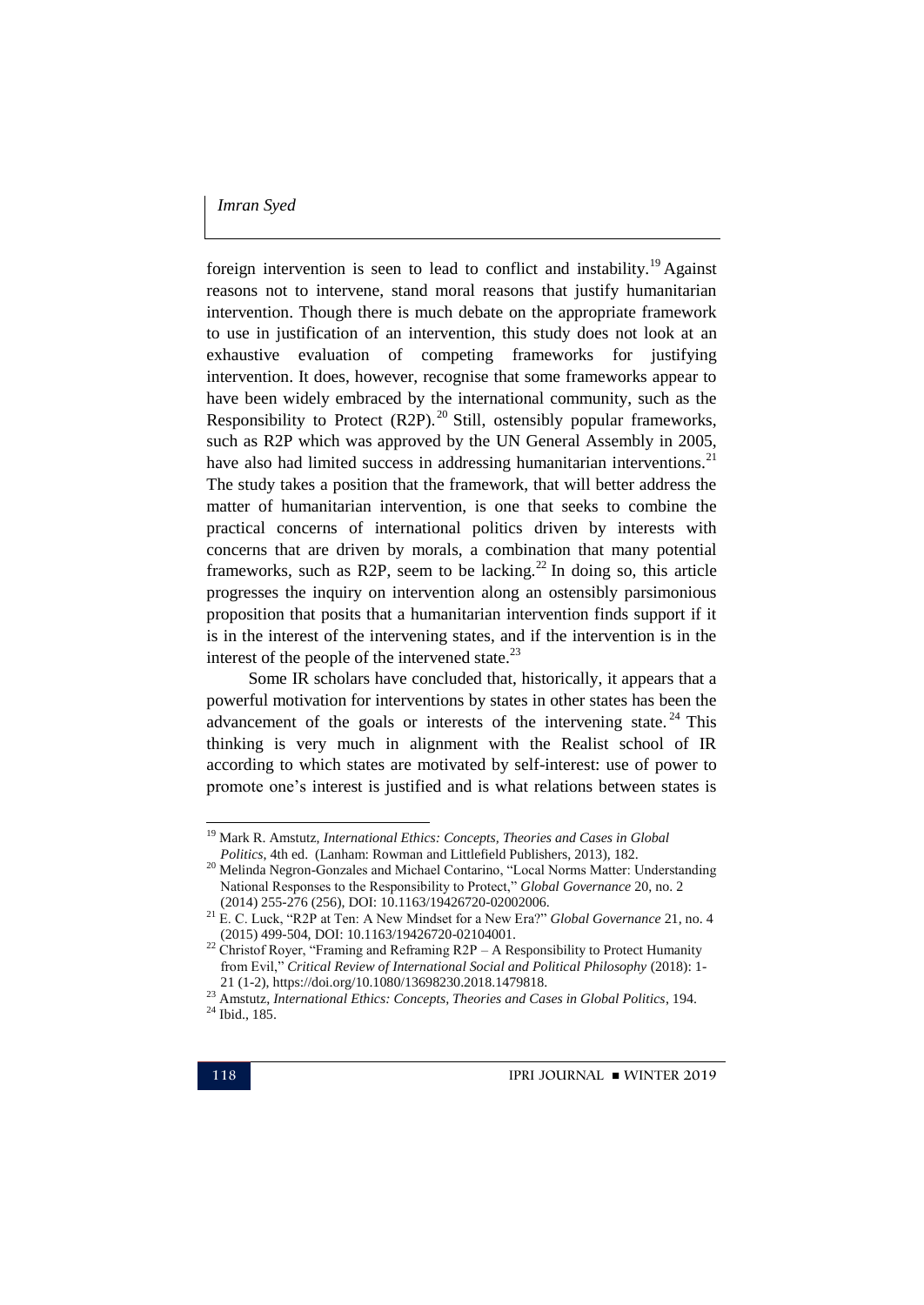foreign intervention is seen to lead to conflict and instability.[19] Against reasons not to intervene, stand moral reasons that justify humanitarian intervention. Though there is much debate on the appropriate framework to use in justification of an intervention, this study does not look at an exhaustive evaluation of competing frameworks for justifying intervention. It does, however, recognise that some frameworks appear to have been widely embraced by the international community, such as the Responsibility to Protect (R2P).[20] Still, ostensibly popular frameworks, such as R2P which was approved by the UN General Assembly in 2005, have also had limited success in addressing humanitarian interventions.[21] The study takes a position that the framework, that will better address the matter of humanitarian intervention, is one that seeks to combine the practical concerns of international politics driven by interests with concerns that are driven by morals, a combination that many potential frameworks, such as R2P, seem to be lacking.[22] In doing so, this article progresses the inquiry on intervention along an ostensibly parsimonious proposition that posits that a humanitarian intervention finds support if it is in the interest of the intervening states, and if the intervention is in the interest of the people of the intervened state.[23]

Some IR scholars have concluded that, historically, it appears that a powerful motivation for interventions by states in other states has been the advancement of the goals or interests of the intervening state.[24] This thinking is very much in alignment with the Realist school of IR according to which states are motivated by self-interest: use of power to promote one's interest is justified and is what relations between states is

---

[19] Mark R. Amstutz, *International Ethics: Concepts, Theories and Cases in Global Politics*, 4th ed. (Lanham: Rowman and Littlefield Publishers, 2013), 182.

[20] Melinda Negron-Gonzales and Michael Contarino, "Local Norms Matter: Understanding National Responses to the Responsibility to Protect," *Global Governance* 20, no. 2 (2014) 255-276 (256), DOI: 10.1163/19426720-02002006.

[21] E. C. Luck, "R2P at Ten: A New Mindset for a New Era?" *Global Governance* 21, no. 4 (2015) 499-504, DOI: 10.1163/19426720-02104001.

[22] Christof Royer, "Framing and Reframing R2P – A Responsibility to Protect Humanity from Evil," *Critical Review of International Social and Political Philosophy* (2018): 1-21 (1-2), https://doi.org/10.1080/13698230.2018.1479818.

[23] Amstutz, *International Ethics: Concepts, Theories and Cases in Global Politics*, 194.

[24] Ibid., 185.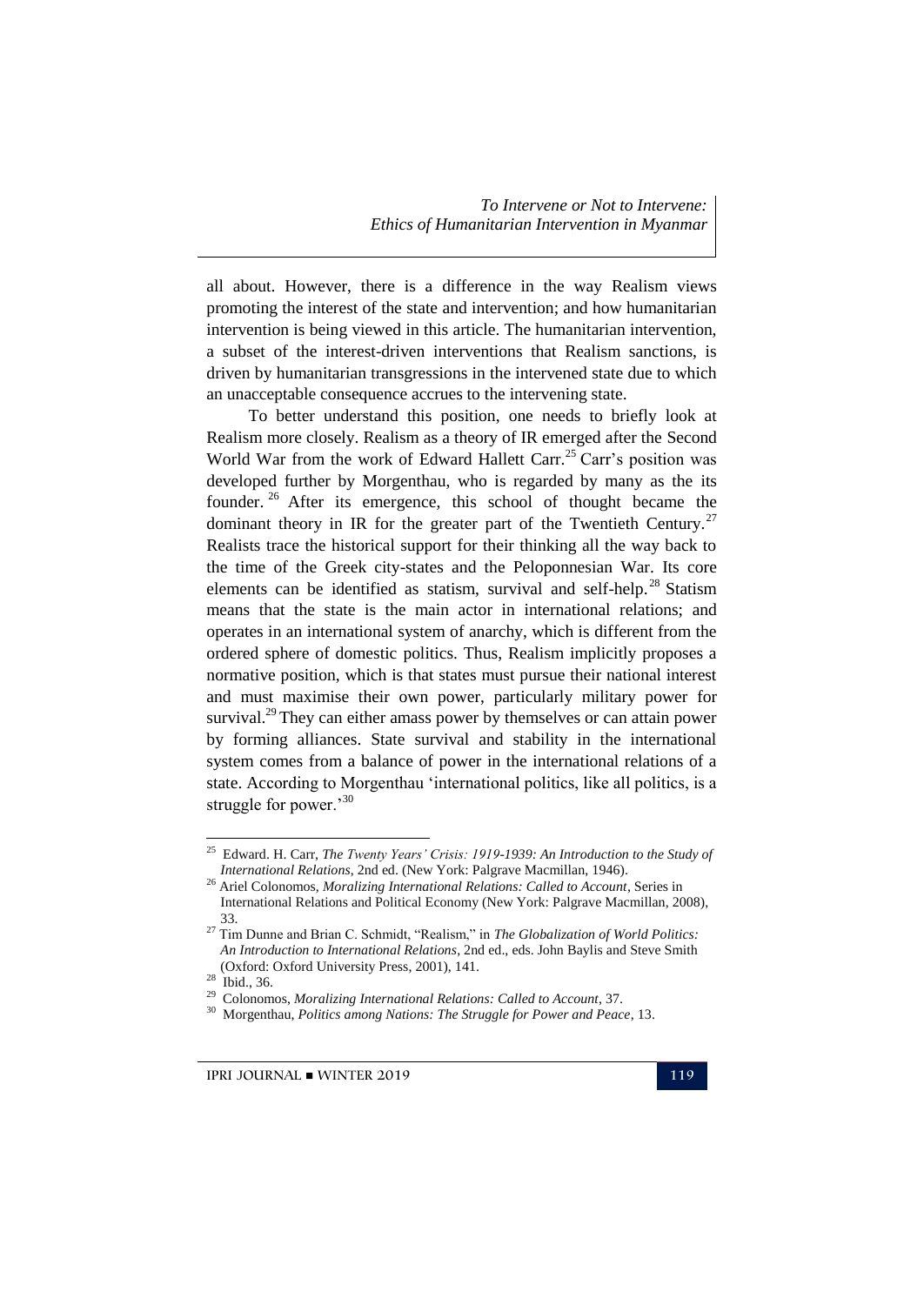all about. However, there is a difference in the way Realism views promoting the interest of the state and intervention; and how humanitarian intervention is being viewed in this article. The humanitarian intervention, a subset of the interest-driven interventions that Realism sanctions, is driven by humanitarian transgressions in the intervened state due to which an unacceptable consequence accrues to the intervening state.

To better understand this position, one needs to briefly look at Realism more closely. Realism as a theory of IR emerged after the Second World War from the work of Edward Hallett Carr.[25] Carr's position was developed further by Morgenthau, who is regarded by many as the its founder.[26] After its emergence, this school of thought became the dominant theory in IR for the greater part of the Twentieth Century.[27] Realists trace the historical support for their thinking all the way back to the time of the Greek city-states and the Peloponnesian War. Its core elements can be identified as statism, survival and self-help.[28] Statism means that the state is the main actor in international relations; and operates in an international system of anarchy, which is different from the ordered sphere of domestic politics. Thus, Realism implicitly proposes a normative position, which is that states must pursue their national interest and must maximise their own power, particularly military power for survival.[29] They can either amass power by themselves or can attain power by forming alliances. State survival and stability in the international system comes from a balance of power in the international relations of a state. According to Morgenthau 'international politics, like all politics, is a struggle for power.'[30]

---

[25] Edward. H. Carr, *The Twenty Years' Crisis: 1919-1939: An Introduction to the Study of International Relations*, 2nd ed. (New York: Palgrave Macmillan, 1946).

[26] Ariel Colonomos, *Moralizing International Relations: Called to Account*, Series in International Relations and Political Economy (New York: Palgrave Macmillan, 2008), 33.

[27] Tim Dunne and Brian C. Schmidt, "Realism," in *The Globalization of World Politics: An Introduction to International Relations*, 2nd ed., eds. John Baylis and Steve Smith (Oxford: Oxford University Press, 2001), 141.

[28] Ibid., 36.

[29] Colonomos, *Moralizing International Relations: Called to Account*, 37.

[30] Morgenthau, *Politics among Nations: The Struggle for Power and Peace*, 13.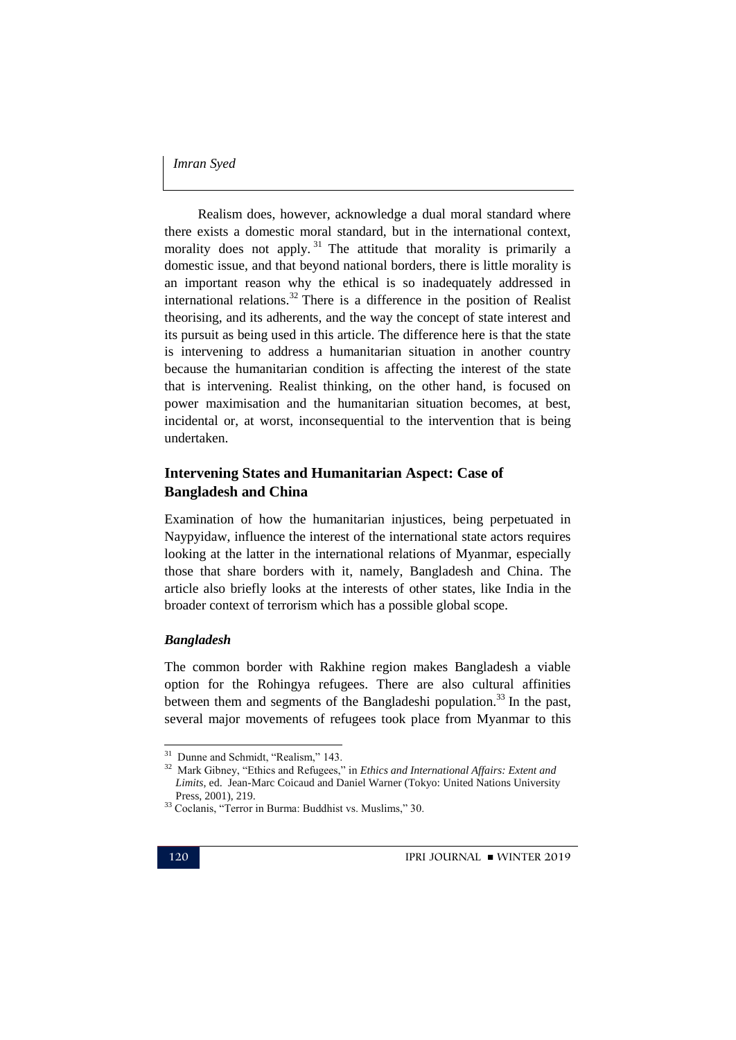Realism does, however, acknowledge a dual moral standard where there exists a domestic moral standard, but in the international context, morality does not apply.[31] The attitude that morality is primarily a domestic issue, and that beyond national borders, there is little morality is an important reason why the ethical is so inadequately addressed in international relations.[32] There is a difference in the position of Realist theorising, and its adherents, and the way the concept of state interest and its pursuit as being used in this article. The difference here is that the state is intervening to address a humanitarian situation in another country because the humanitarian condition is affecting the interest of the state that is intervening. Realist thinking, on the other hand, is focused on power maximisation and the humanitarian situation becomes, at best, incidental or, at worst, inconsequential to the intervention that is being undertaken.

## Intervening States and Humanitarian Aspect: Case of Bangladesh and China

Examination of how the humanitarian injustices, being perpetuated in Naypyidaw, influence the interest of the international state actors requires looking at the latter in the international relations of Myanmar, especially those that share borders with it, namely, Bangladesh and China. The article also briefly looks at the interests of other states, like India in the broader context of terrorism which has a possible global scope.

### *Bangladesh*

The common border with Rakhine region makes Bangladesh a viable option for the Rohingya refugees. There are also cultural affinities between them and segments of the Bangladeshi population.[33] In the past, several major movements of refugees took place from Myanmar to this

---

[31] Dunne and Schmidt, "Realism," 143.

[32] Mark Gibney, "Ethics and Refugees," in *Ethics and International Affairs: Extent and Limits*, ed. Jean-Marc Coicaud and Daniel Warner (Tokyo: United Nations University Press, 2001), 219.

[33] Coclanis, "Terror in Burma: Buddhist vs. Muslims," 30.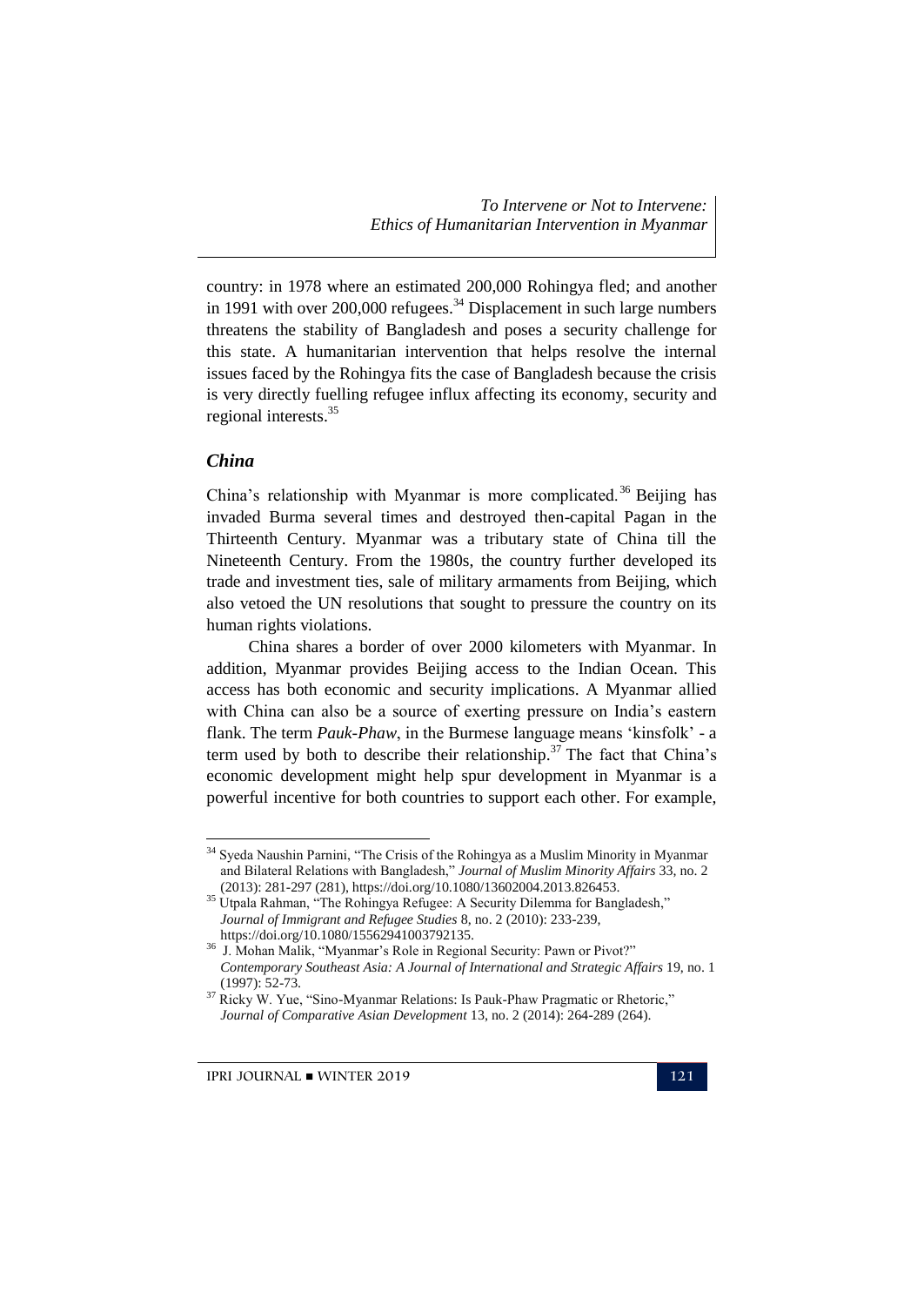country: in 1978 where an estimated 200,000 Rohingya fled; and another in 1991 with over 200,000 refugees.[34] Displacement in such large numbers threatens the stability of Bangladesh and poses a security challenge for this state. A humanitarian intervention that helps resolve the internal issues faced by the Rohingya fits the case of Bangladesh because the crisis is very directly fuelling refugee influx affecting its economy, security and regional interests.[35]

### *China*

China's relationship with Myanmar is more complicated.[36] Beijing has invaded Burma several times and destroyed then-capital Pagan in the Thirteenth Century. Myanmar was a tributary state of China till the Nineteenth Century. From the 1980s, the country further developed its trade and investment ties, sale of military armaments from Beijing, which also vetoed the UN resolutions that sought to pressure the country on its human rights violations.

China shares a border of over 2000 kilometers with Myanmar. In addition, Myanmar provides Beijing access to the Indian Ocean. This access has both economic and security implications. A Myanmar allied with China can also be a source of exerting pressure on India's eastern flank. The term *Pauk-Phaw*, in the Burmese language means 'kinsfolk' - a term used by both to describe their relationship.[37] The fact that China's economic development might help spur development in Myanmar is a powerful incentive for both countries to support each other. For example,

---

[34] Syeda Naushin Parnini, "The Crisis of the Rohingya as a Muslim Minority in Myanmar and Bilateral Relations with Bangladesh," *Journal of Muslim Minority Affairs* 33, no. 2 (2013): 281-297 (281), https://doi.org/10.1080/13602004.2013.826453.

[35] Utpala Rahman, "The Rohingya Refugee: A Security Dilemma for Bangladesh," *Journal of Immigrant and Refugee Studies* 8, no. 2 (2010): 233-239, https://doi.org/10.1080/15562941003792135.

[36] J. Mohan Malik, "Myanmar's Role in Regional Security: Pawn or Pivot?" *Contemporary Southeast Asia: A Journal of International and Strategic Affairs* 19, no. 1 (1997): 52-73.

[37] Ricky W. Yue, "Sino-Myanmar Relations: Is Pauk-Phaw Pragmatic or Rhetoric," *Journal of Comparative Asian Development* 13, no. 2 (2014): 264-289 (264).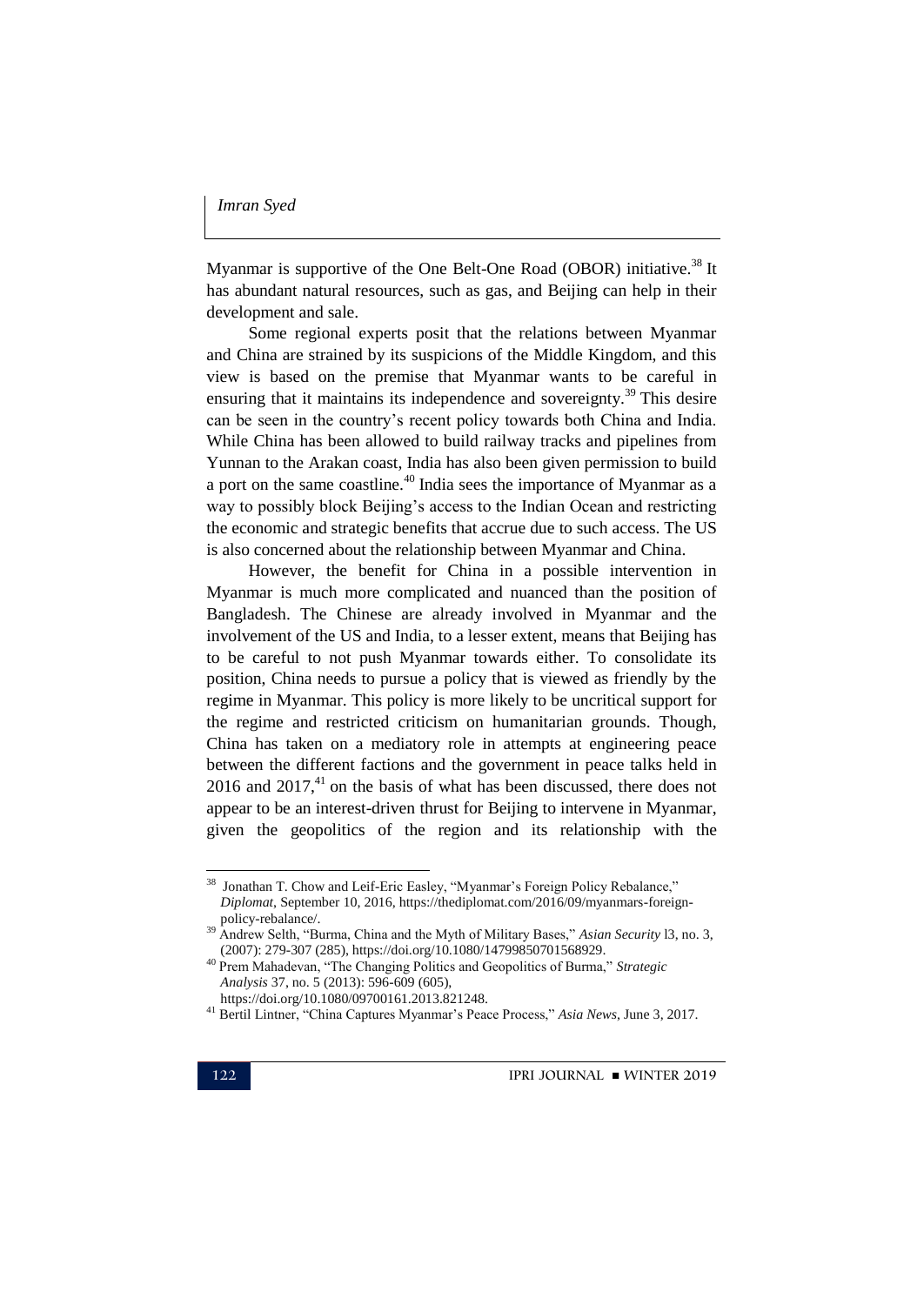Myanmar is supportive of the One Belt-One Road (OBOR) initiative.[38] It has abundant natural resources, such as gas, and Beijing can help in their development and sale.

Some regional experts posit that the relations between Myanmar and China are strained by its suspicions of the Middle Kingdom, and this view is based on the premise that Myanmar wants to be careful in ensuring that it maintains its independence and sovereignty.[39] This desire can be seen in the country's recent policy towards both China and India. While China has been allowed to build railway tracks and pipelines from Yunnan to the Arakan coast, India has also been given permission to build a port on the same coastline.[40] India sees the importance of Myanmar as a way to possibly block Beijing's access to the Indian Ocean and restricting the economic and strategic benefits that accrue due to such access. The US is also concerned about the relationship between Myanmar and China.

However, the benefit for China in a possible intervention in Myanmar is much more complicated and nuanced than the position of Bangladesh. The Chinese are already involved in Myanmar and the involvement of the US and India, to a lesser extent, means that Beijing has to be careful to not push Myanmar towards either. To consolidate its position, China needs to pursue a policy that is viewed as friendly by the regime in Myanmar. This policy is more likely to be uncritical support for the regime and restricted criticism on humanitarian grounds. Though, China has taken on a mediatory role in attempts at engineering peace between the different factions and the government in peace talks held in 2016 and 2017,[41] on the basis of what has been discussed, there does not appear to be an interest-driven thrust for Beijing to intervene in Myanmar, given the geopolitics of the region and its relationship with the

---

[38] Jonathan T. Chow and Leif-Eric Easley, "Myanmar's Foreign Policy Rebalance," *Diplomat*, September 10, 2016, https://thediplomat.com/2016/09/myanmars-foreign-policy-rebalance/.

[39] Andrew Selth, "Burma, China and the Myth of Military Bases," *Asian Security* l3, no. 3, (2007): 279-307 (285), https://doi.org/10.1080/14799850701568929.

[40] Prem Mahadevan, "The Changing Politics and Geopolitics of Burma," *Strategic Analysis* 37, no. 5 (2013): 596-609 (605), https://doi.org/10.1080/09700161.2013.821248.

[41] Bertil Lintner, "China Captures Myanmar's Peace Process," *Asia News*, June 3, 2017.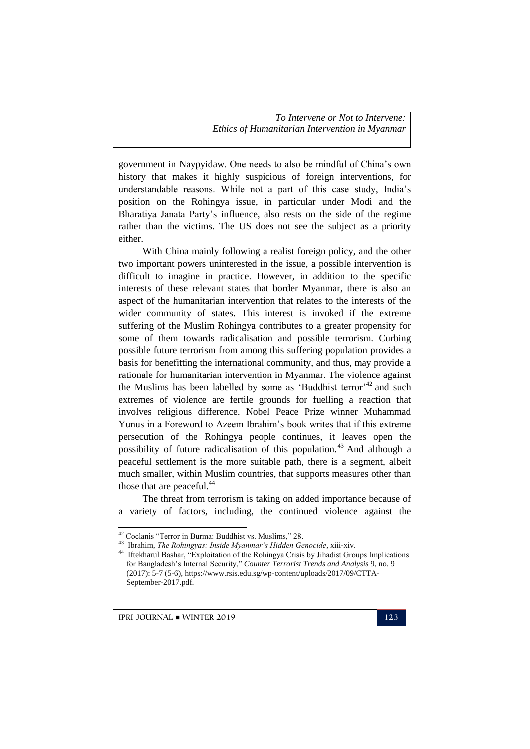government in Naypyidaw. One needs to also be mindful of China's own history that makes it highly suspicious of foreign interventions, for understandable reasons. While not a part of this case study, India's position on the Rohingya issue, in particular under Modi and the Bharatiya Janata Party's influence, also rests on the side of the regime rather than the victims. The US does not see the subject as a priority either.

With China mainly following a realist foreign policy, and the other two important powers uninterested in the issue, a possible intervention is difficult to imagine in practice. However, in addition to the specific interests of these relevant states that border Myanmar, there is also an aspect of the humanitarian intervention that relates to the interests of the wider community of states. This interest is invoked if the extreme suffering of the Muslim Rohingya contributes to a greater propensity for some of them towards radicalisation and possible terrorism. Curbing possible future terrorism from among this suffering population provides a basis for benefitting the international community, and thus, may provide a rationale for humanitarian intervention in Myanmar. The violence against the Muslims has been labelled by some as 'Buddhist terror'[42] and such extremes of violence are fertile grounds for fuelling a reaction that involves religious difference. Nobel Peace Prize winner Muhammad Yunus in a Foreword to Azeem Ibrahim's book writes that if this extreme persecution of the Rohingya people continues, it leaves open the possibility of future radicalisation of this population.[43] And although a peaceful settlement is the more suitable path, there is a segment, albeit much smaller, within Muslim countries, that supports measures other than those that are peaceful.[44]

The threat from terrorism is taking on added importance because of a variety of factors, including, the continued violence against the

---

[42] Coclanis "Terror in Burma: Buddhist vs. Muslims," 28.

[43] Ibrahim, *The Rohingyas: Inside Myanmar's Hidden Genocide*, xiii-xiv.

[44] Iftekharul Bashar, "Exploitation of the Rohingya Crisis by Jihadist Groups Implications for Bangladesh's Internal Security," *Counter Terrorist Trends and Analysis* 9, no. 9 (2017): 5-7 (5-6), https://www.rsis.edu.sg/wp-content/uploads/2017/09/CTTA-September-2017.pdf.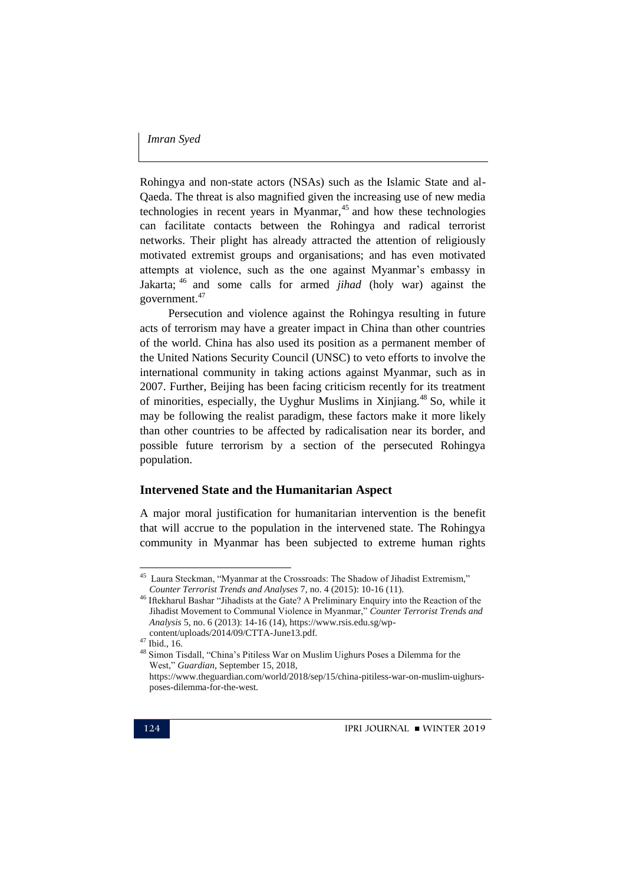Rohingya and non-state actors (NSAs) such as the Islamic State and al-Qaeda. The threat is also magnified given the increasing use of new media technologies in recent years in Myanmar,[45] and how these technologies can facilitate contacts between the Rohingya and radical terrorist networks. Their plight has already attracted the attention of religiously motivated extremist groups and organisations; and has even motivated attempts at violence, such as the one against Myanmar's embassy in Jakarta; [46] and some calls for armed *jihad* (holy war) against the government.[47]

Persecution and violence against the Rohingya resulting in future acts of terrorism may have a greater impact in China than other countries of the world. China has also used its position as a permanent member of the United Nations Security Council (UNSC) to veto efforts to involve the international community in taking actions against Myanmar, such as in 2007. Further, Beijing has been facing criticism recently for its treatment of minorities, especially, the Uyghur Muslims in Xinjiang.[48] So, while it may be following the realist paradigm, these factors make it more likely than other countries to be affected by radicalisation near its border, and possible future terrorism by a section of the persecuted Rohingya population.

## Intervened State and the Humanitarian Aspect

A major moral justification for humanitarian intervention is the benefit that will accrue to the population in the intervened state. The Rohingya community in Myanmar has been subjected to extreme human rights

---

[45] Laura Steckman, "Myanmar at the Crossroads: The Shadow of Jihadist Extremism," *Counter Terrorist Trends and Analyses* 7, no. 4 (2015): 10-16 (11).

[46] Iftekharul Bashar "Jihadists at the Gate? A Preliminary Enquiry into the Reaction of the Jihadist Movement to Communal Violence in Myanmar," *Counter Terrorist Trends and Analysis* 5, no. 6 (2013): 14-16 (14), https://www.rsis.edu.sg/wp-content/uploads/2014/09/CTTA-June13.pdf.

[47] Ibid., 16.

[48] Simon Tisdall, "China's Pitiless War on Muslim Uighurs Poses a Dilemma for the West," *Guardian*, September 15, 2018, https://www.theguardian.com/world/2018/sep/15/china-pitiless-war-on-muslim-uighurs-poses-dilemma-for-the-west.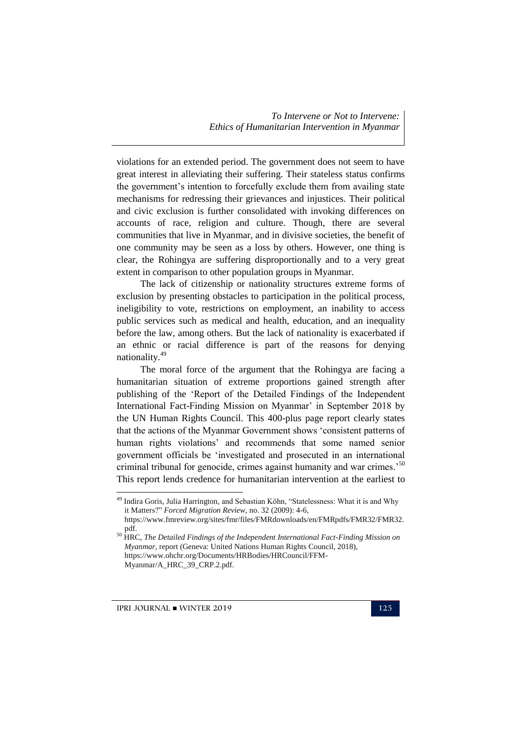violations for an extended period. The government does not seem to have great interest in alleviating their suffering. Their stateless status confirms the government's intention to forcefully exclude them from availing state mechanisms for redressing their grievances and injustices. Their political and civic exclusion is further consolidated with invoking differences on accounts of race, religion and culture. Though, there are several communities that live in Myanmar, and in divisive societies, the benefit of one community may be seen as a loss by others. However, one thing is clear, the Rohingya are suffering disproportionally and to a very great extent in comparison to other population groups in Myanmar.

The lack of citizenship or nationality structures extreme forms of exclusion by presenting obstacles to participation in the political process, ineligibility to vote, restrictions on employment, an inability to access public services such as medical and health, education, and an inequality before the law, among others. But the lack of nationality is exacerbated if an ethnic or racial difference is part of the reasons for denying nationality.[49]

The moral force of the argument that the Rohingya are facing a humanitarian situation of extreme proportions gained strength after publishing of the 'Report of the Detailed Findings of the Independent International Fact-Finding Mission on Myanmar' in September 2018 by the UN Human Rights Council. This 400-plus page report clearly states that the actions of the Myanmar Government shows 'consistent patterns of human rights violations' and recommends that some named senior government officials be 'investigated and prosecuted in an international criminal tribunal for genocide, crimes against humanity and war crimes.'[50] This report lends credence for humanitarian intervention at the earliest to

---

[49] Indira Goris, Julia Harrington, and Sebastian Köhn, "Statelessness: What it is and Why it Matters?" *Forced Migration Review*, no. 32 (2009): 4-6, https://www.fmreview.org/sites/fmr/files/FMRdownloads/en/FMRpdfs/FMR32/FMR32.pdf.

[50] HRC, *The Detailed Findings of the Independent International Fact-Finding Mission on Myanmar*, report (Geneva: United Nations Human Rights Council, 2018), https://www.ohchr.org/Documents/HRBodies/HRCouncil/FFM-Myanmar/A_HRC_39_CRP.2.pdf.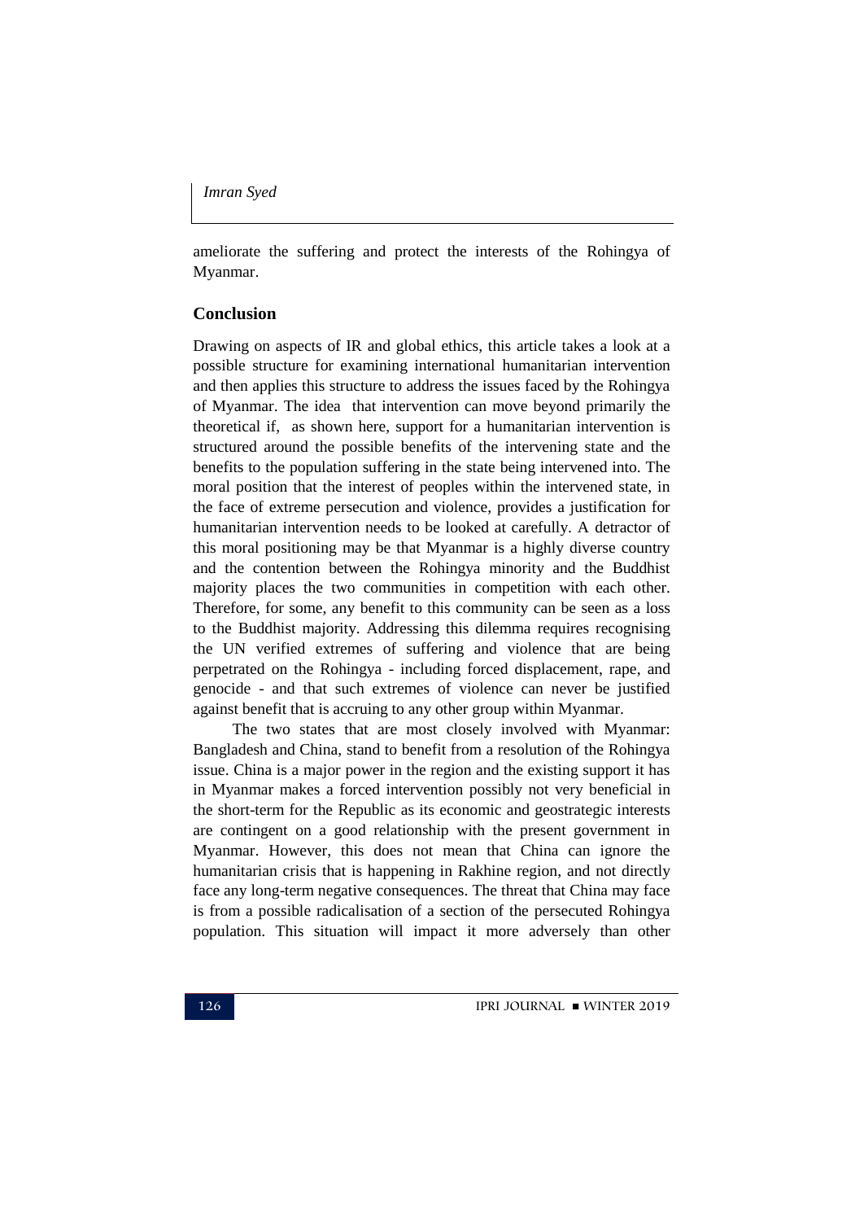ameliorate the suffering and protect the interests of the Rohingya of Myanmar.

## Conclusion

Drawing on aspects of IR and global ethics, this article takes a look at a possible structure for examining international humanitarian intervention and then applies this structure to address the issues faced by the Rohingya of Myanmar. The idea that intervention can move beyond primarily the theoretical if, as shown here, support for a humanitarian intervention is structured around the possible benefits of the intervening state and the benefits to the population suffering in the state being intervened into. The moral position that the interest of peoples within the intervened state, in the face of extreme persecution and violence, provides a justification for humanitarian intervention needs to be looked at carefully. A detractor of this moral positioning may be that Myanmar is a highly diverse country and the contention between the Rohingya minority and the Buddhist majority places the two communities in competition with each other. Therefore, for some, any benefit to this community can be seen as a loss to the Buddhist majority. Addressing this dilemma requires recognising the UN verified extremes of suffering and violence that are being perpetrated on the Rohingya - including forced displacement, rape, and genocide - and that such extremes of violence can never be justified against benefit that is accruing to any other group within Myanmar.

The two states that are most closely involved with Myanmar: Bangladesh and China, stand to benefit from a resolution of the Rohingya issue. China is a major power in the region and the existing support it has in Myanmar makes a forced intervention possibly not very beneficial in the short-term for the Republic as its economic and geostrategic interests are contingent on a good relationship with the present government in Myanmar. However, this does not mean that China can ignore the humanitarian crisis that is happening in Rakhine region, and not directly face any long-term negative consequences. The threat that China may face is from a possible radicalisation of a section of the persecuted Rohingya population. This situation will impact it more adversely than other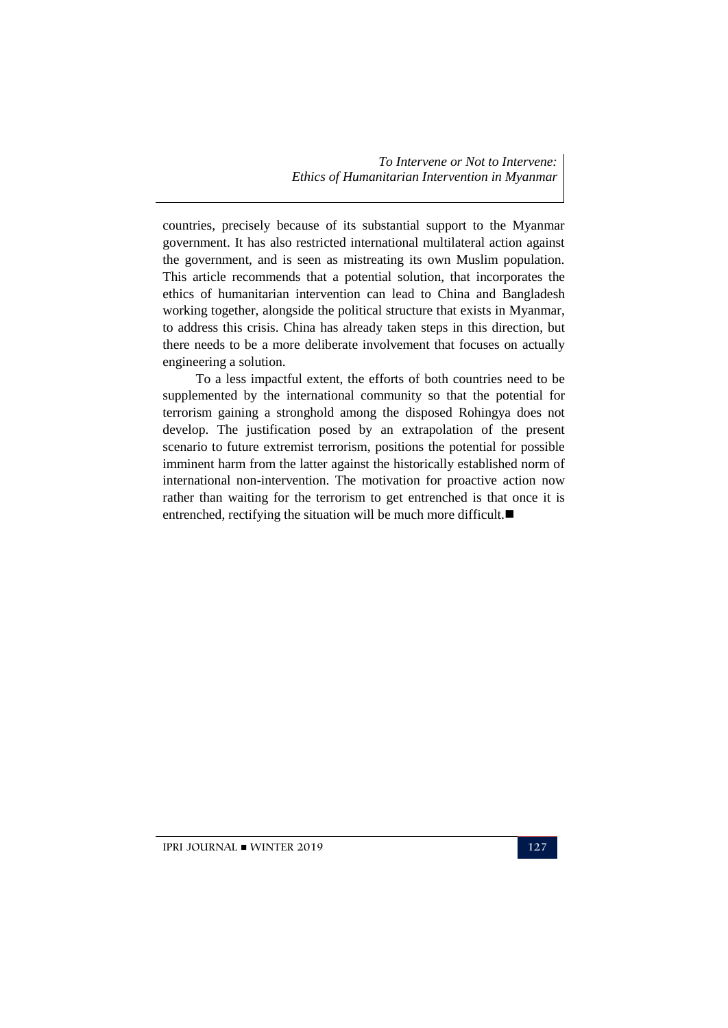countries, precisely because of its substantial support to the Myanmar government. It has also restricted international multilateral action against the government, and is seen as mistreating its own Muslim population. This article recommends that a potential solution, that incorporates the ethics of humanitarian intervention can lead to China and Bangladesh working together, alongside the political structure that exists in Myanmar, to address this crisis. China has already taken steps in this direction, but there needs to be a more deliberate involvement that focuses on actually engineering a solution.

To a less impactful extent, the efforts of both countries need to be supplemented by the international community so that the potential for terrorism gaining a stronghold among the disposed Rohingya does not develop. The justification posed by an extrapolation of the present scenario to future extremist terrorism, positions the potential for possible imminent harm from the latter against the historically established norm of international non-intervention. The motivation for proactive action now rather than waiting for the terrorism to get entrenched is that once it is entrenched, rectifying the situation will be much more difficult.■